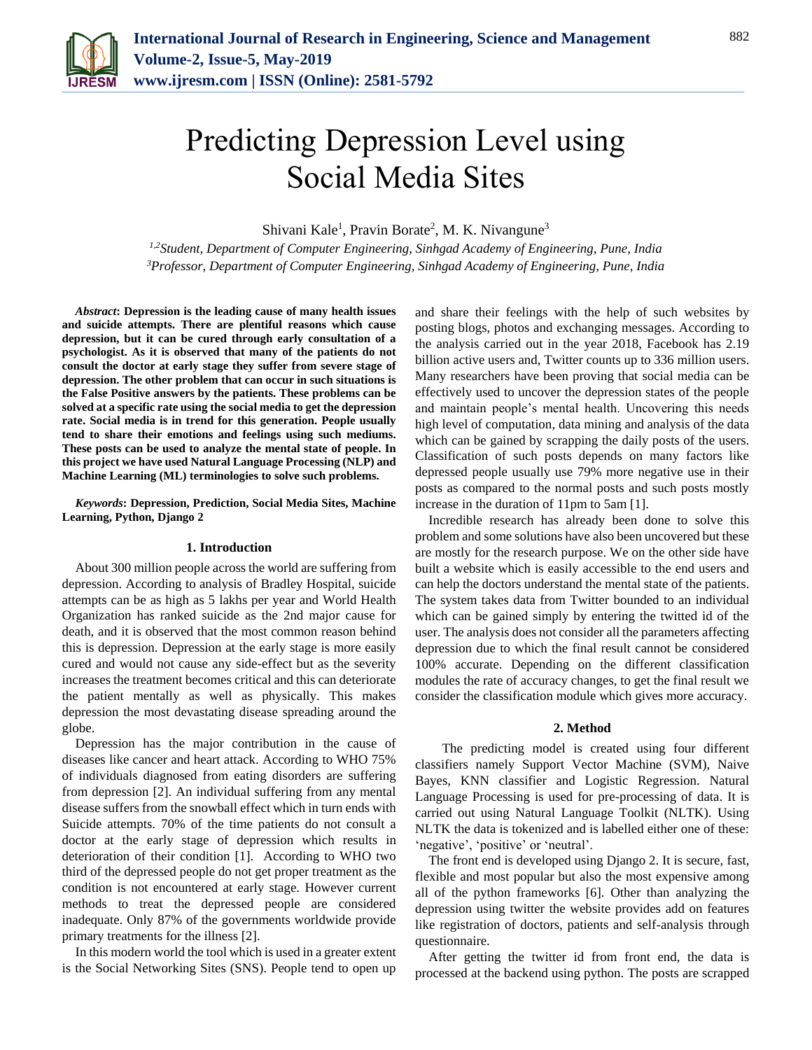# Predicting Depression Level using Social Media Sites

Shivani Kale[1], Pravin Borate[2], M. K. Nivangune[3]

[1,2]*Student, Department of Computer Engineering, Sinhgad Academy of Engineering, Pune, India*
[3]*Professor, Department of Computer Engineering, Sinhgad Academy of Engineering, Pune, India*

***Abstract*: Depression is the leading cause of many health issues and suicide attempts. There are plentiful reasons which cause depression, but it can be cured through early consultation of a psychologist. As it is observed that many of the patients do not consult the doctor at early stage they suffer from severe stage of depression. The other problem that can occur in such situations is the False Positive answers by the patients. These problems can be solved at a specific rate using the social media to get the depression rate. Social media is in trend for this generation. People usually tend to share their emotions and feelings using such mediums. These posts can be used to analyze the mental state of people. In this project we have used Natural Language Processing (NLP) and Machine Learning (ML) terminologies to solve such problems.**

***Keywords*: Depression, Prediction, Social Media Sites, Machine Learning, Python, Django 2**

## 1. Introduction

About 300 million people across the world are suffering from depression. According to analysis of Bradley Hospital, suicide attempts can be as high as 5 lakhs per year and World Health Organization has ranked suicide as the 2nd major cause for death, and it is observed that the most common reason behind this is depression. Depression at the early stage is more easily cured and would not cause any side-effect but as the severity increases the treatment becomes critical and this can deteriorate the patient mentally as well as physically. This makes depression the most devastating disease spreading around the globe.

Depression has the major contribution in the cause of diseases like cancer and heart attack. According to WHO 75% of individuals diagnosed from eating disorders are suffering from depression [2]. An individual suffering from any mental disease suffers from the snowball effect which in turn ends with Suicide attempts. 70% of the time patients do not consult a doctor at the early stage of depression which results in deterioration of their condition [1]. According to WHO two third of the depressed people do not get proper treatment as the condition is not encountered at early stage. However current methods to treat the depressed people are considered inadequate. Only 87% of the governments worldwide provide primary treatments for the illness [2].

In this modern world the tool which is used in a greater extent is the Social Networking Sites (SNS). People tend to open up and share their feelings with the help of such websites by posting blogs, photos and exchanging messages. According to the analysis carried out in the year 2018, Facebook has 2.19 billion active users and, Twitter counts up to 336 million users. Many researchers have been proving that social media can be effectively used to uncover the depression states of the people and maintain people's mental health. Uncovering this needs high level of computation, data mining and analysis of the data which can be gained by scrapping the daily posts of the users. Classification of such posts depends on many factors like depressed people usually use 79% more negative use in their posts as compared to the normal posts and such posts mostly increase in the duration of 11pm to 5am [1].

Incredible research has already been done to solve this problem and some solutions have also been uncovered but these are mostly for the research purpose. We on the other side have built a website which is easily accessible to the end users and can help the doctors understand the mental state of the patients. The system takes data from Twitter bounded to an individual which can be gained simply by entering the twitted id of the user. The analysis does not consider all the parameters affecting depression due to which the final result cannot be considered 100% accurate. Depending on the different classification modules the rate of accuracy changes, to get the final result we consider the classification module which gives more accuracy.

## 2. Method

The predicting model is created using four different classifiers namely Support Vector Machine (SVM), Naive Bayes, KNN classifier and Logistic Regression. Natural Language Processing is used for pre-processing of data. It is carried out using Natural Language Toolkit (NLTK). Using NLTK the data is tokenized and is labelled either one of these: 'negative', 'positive' or 'neutral'.

The front end is developed using Django 2. It is secure, fast, flexible and most popular but also the most expensive among all of the python frameworks [6]. Other than analyzing the depression using twitter the website provides add on features like registration of doctors, patients and self-analysis through questionnaire.

After getting the twitter id from front end, the data is processed at the backend using python. The posts are scrapped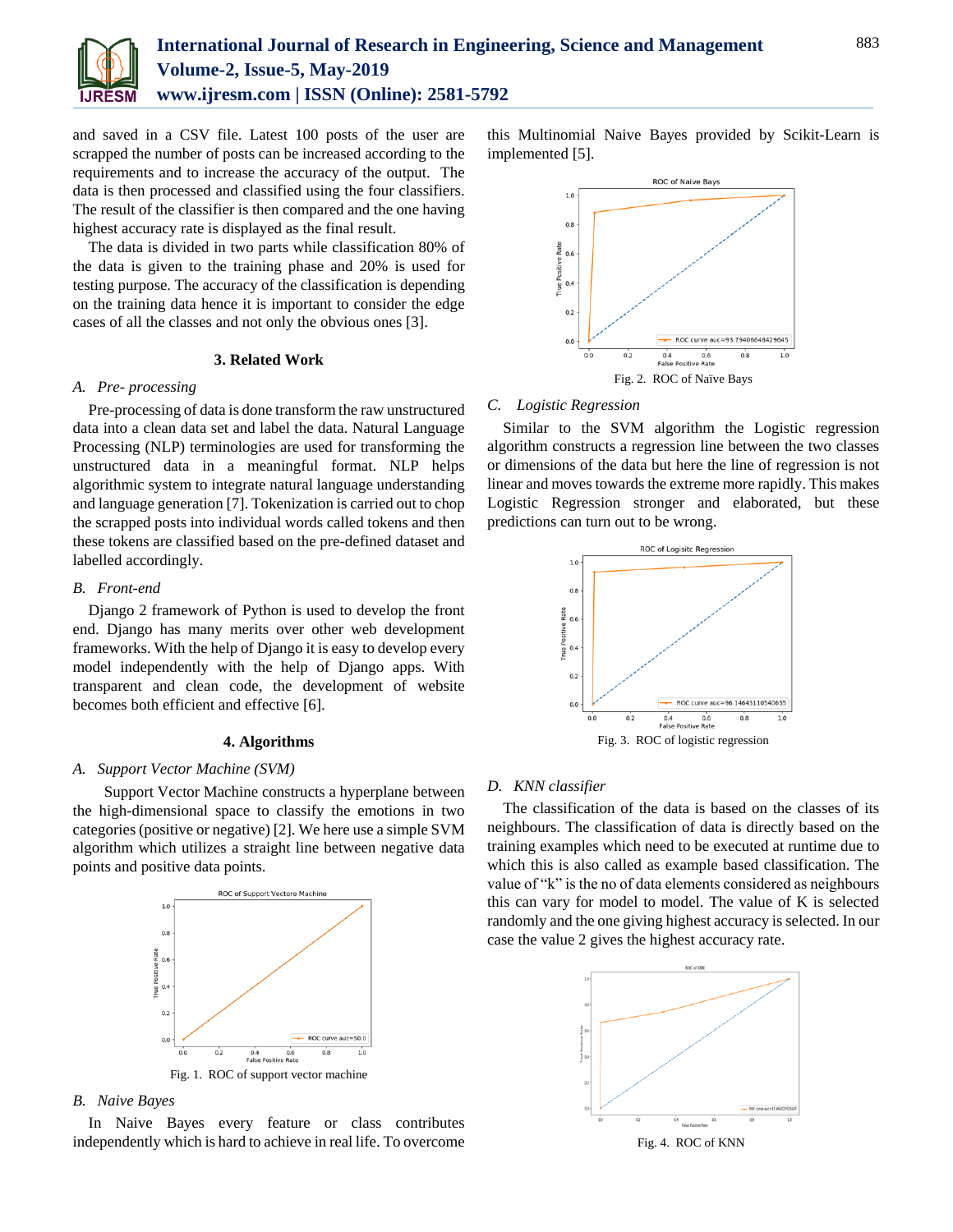and saved in a CSV file. Latest 100 posts of the user are scrapped the number of posts can be increased according to the requirements and to increase the accuracy of the output. The data is then processed and classified using the four classifiers. The result of the classifier is then compared and the one having highest accuracy rate is displayed as the final result.

The data is divided in two parts while classification 80% of the data is given to the training phase and 20% is used for testing purpose. The accuracy of the classification is depending on the training data hence it is important to consider the edge cases of all the classes and not only the obvious ones [3].

## 3. Related Work

### *A. Pre- processing*

Pre-processing of data is done transform the raw unstructured data into a clean data set and label the data. Natural Language Processing (NLP) terminologies are used for transforming the unstructured data in a meaningful format. NLP helps algorithmic system to integrate natural language understanding and language generation [7]. Tokenization is carried out to chop the scrapped posts into individual words called tokens and then these tokens are classified based on the pre-defined dataset and labelled accordingly.

### *B. Front-end*

Django 2 framework of Python is used to develop the front end. Django has many merits over other web development frameworks. With the help of Django it is easy to develop every model independently with the help of Django apps. With transparent and clean code, the development of website becomes both efficient and effective [6].

## 4. Algorithms

### *A. Support Vector Machine (SVM)*

Support Vector Machine constructs a hyperplane between the high-dimensional space to classify the emotions in two categories (positive or negative) [2]. We here use a simple SVM algorithm which utilizes a straight line between negative data points and positive data points.

Fig. 1. ROC of support vector machine

### *B. Naive Bayes*

In Naive Bayes every feature or class contributes independently which is hard to achieve in real life. To overcome this Multinomial Naive Bayes provided by Scikit-Learn is implemented [5].

Fig. 2. ROC of Naïve Bays

### *C. Logistic Regression*

Similar to the SVM algorithm the Logistic regression algorithm constructs a regression line between the two classes or dimensions of the data but here the line of regression is not linear and moves towards the extreme more rapidly. This makes Logistic Regression stronger and elaborated, but these predictions can turn out to be wrong.

Fig. 3. ROC of logistic regression

### *D. KNN classifier*

The classification of the data is based on the classes of its neighbours. The classification of data is directly based on the training examples which need to be executed at runtime due to which this is also called as example based classification. The value of "k" is the no of data elements considered as neighbours this can vary for model to model. The value of K is selected randomly and the one giving highest accuracy is selected. In our case the value 2 gives the highest accuracy rate.

Fig. 4. ROC of KNN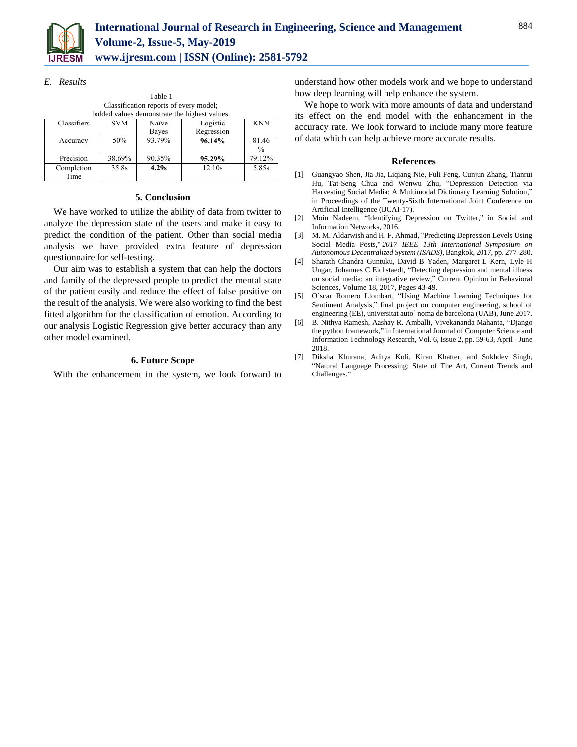### E. Results

Table 1
Classification reports of every model;
bolded values demonstrate the highest values.

| Classifiers | SVM | Naïve Bayes | Logistic Regression | KNN |
|---|---|---|---|---|
| Accuracy | 50% | 93.79% | **96.14%** | 81.46 % |
| Precision | 38.69% | 90.35% | **95.29%** | 79.12% |
| Completion Time | 35.8s | **4.29s** | 12.10s | 5.85s |

## 5. Conclusion

We have worked to utilize the ability of data from twitter to analyze the depression state of the users and make it easy to predict the condition of the patient. Other than social media analysis we have provided extra feature of depression questionnaire for self-testing.

Our aim was to establish a system that can help the doctors and family of the depressed people to predict the mental state of the patient easily and reduce the effect of false positive on the result of the analysis. We were also working to find the best fitted algorithm for the classification of emotion. According to our analysis Logistic Regression give better accuracy than any other model examined.

## 6. Future Scope

With the enhancement in the system, we look forward to understand how other models work and we hope to understand how deep learning will help enhance the system.

We hope to work with more amounts of data and understand its effect on the end model with the enhancement in the accuracy rate. We look forward to include many more feature of data which can help achieve more accurate results.

## References

[1] Guangyao Shen, Jia Jia, Liqiang Nie, Fuli Feng, Cunjun Zhang, Tianrui Hu, Tat-Seng Chua and Wenwu Zhu, "Depression Detection via Harvesting Social Media: A Multimodal Dictionary Learning Solution," in Proceedings of the Twenty-Sixth International Joint Conference on Artificial Intelligence (IJCAI-17).

[2] Moin Nadeem, "Identifying Depression on Twitter," in Social and Information Networks, 2016.

[3] M. M. Aldarwish and H. F. Ahmad, "Predicting Depression Levels Using Social Media Posts," *2017 IEEE 13th International Symposium on Autonomous Decentralized System (ISADS)*, Bangkok, 2017, pp. 277-280.

[4] Sharath Chandra Guntuku, David B Yaden, Margaret L Kern, Lyle H Ungar, Johannes C Eichstaedt, "Detecting depression and mental illness on social media: an integrative review," Current Opinion in Behavioral Sciences, Volume 18, 2017, Pages 43-49.

[5] O`scar Romero Llombart, "Using Machine Learning Techniques for Sentiment Analysis," final project on computer engineering, school of engineering (EE), universitat auto` noma de barcelona (UAB), June 2017.

[6] B. Nithya Ramesh, Aashay R. Amballi, Vivekananda Mahanta, "Django the python framework," in International Journal of Computer Science and Information Technology Research, Vol. 6, Issue 2, pp. 59-63, April - June 2018.

[7] Diksha Khurana, Aditya Koli, Kiran Khatter, and Sukhdev Singh, "Natural Language Processing: State of The Art, Current Trends and Challenges."